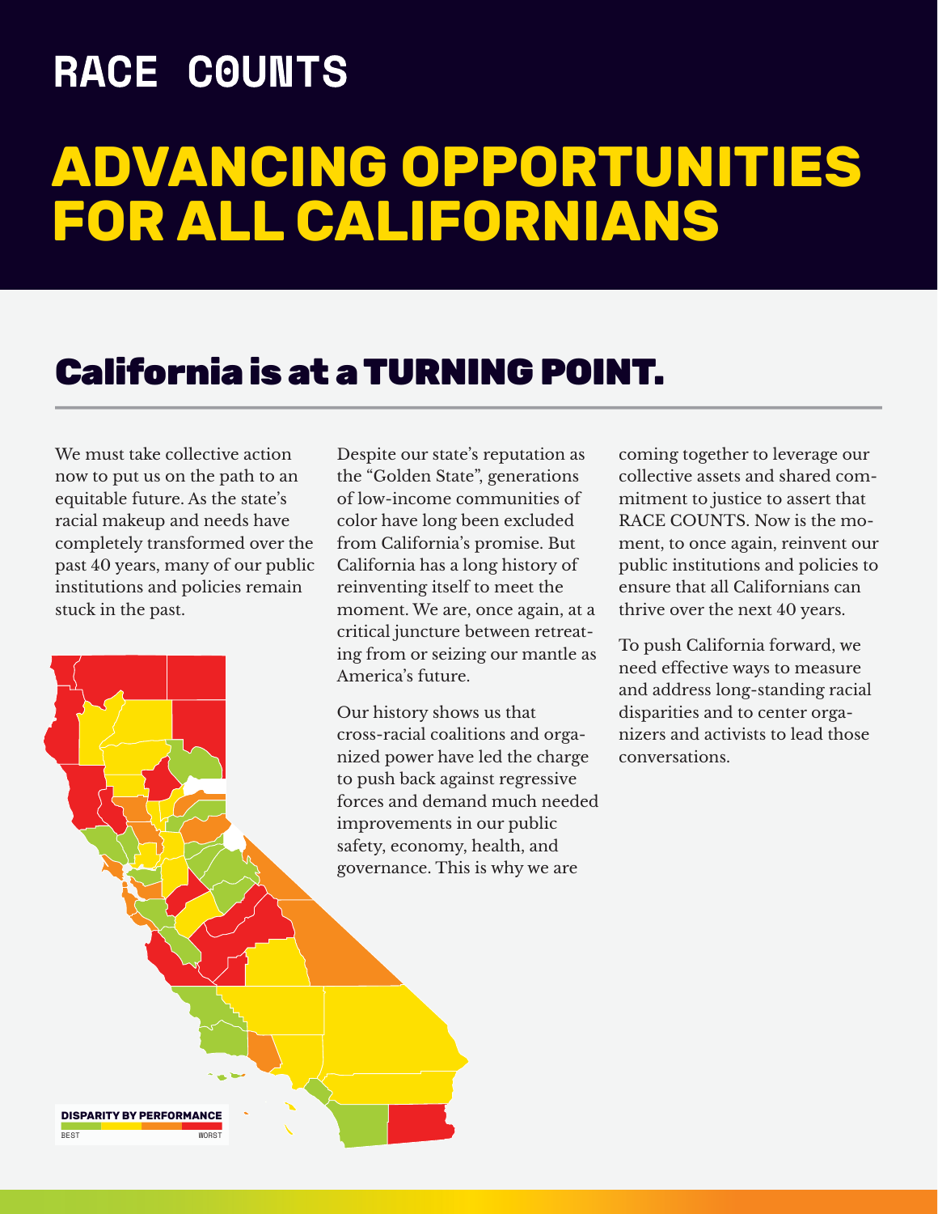# RACE COUNTS

# ADVANCING OPPORTUNITIES FOR ALL CALIFORNIANS

## California is at a TURNING POINT.

We must take collective action now to put us on the path to an equitable future. As the state's racial makeup and needs have completely transformed over the past 40 years, many of our public institutions and policies remain stuck in the past.

Despite our state's reputation as the "Golden State", generations of low-income communities of color have long been excluded from California's promise. But California has a long history of reinventing itself to meet the moment. We are, once again, at a critical juncture between retreating from or seizing our mantle as America's future.

Our history shows us that cross-racial coalitions and organized power have led the charge to push back against regressive forces and demand much needed improvements in our public safety, economy, health, and governance. This is why we are coming together to leverage our collective assets and shared commitment to justice to assert that RACE COUNTS. Now is the moment, to once again, reinvent our public institutions and policies to ensure that all Californians can thrive over the next 40 years.

To push California forward, we need effective ways to measure and address long-standing racial disparities and to center organizers and activists to lead those conversations.

**DISPARITY BY PERFORMANCE**

BEST WORST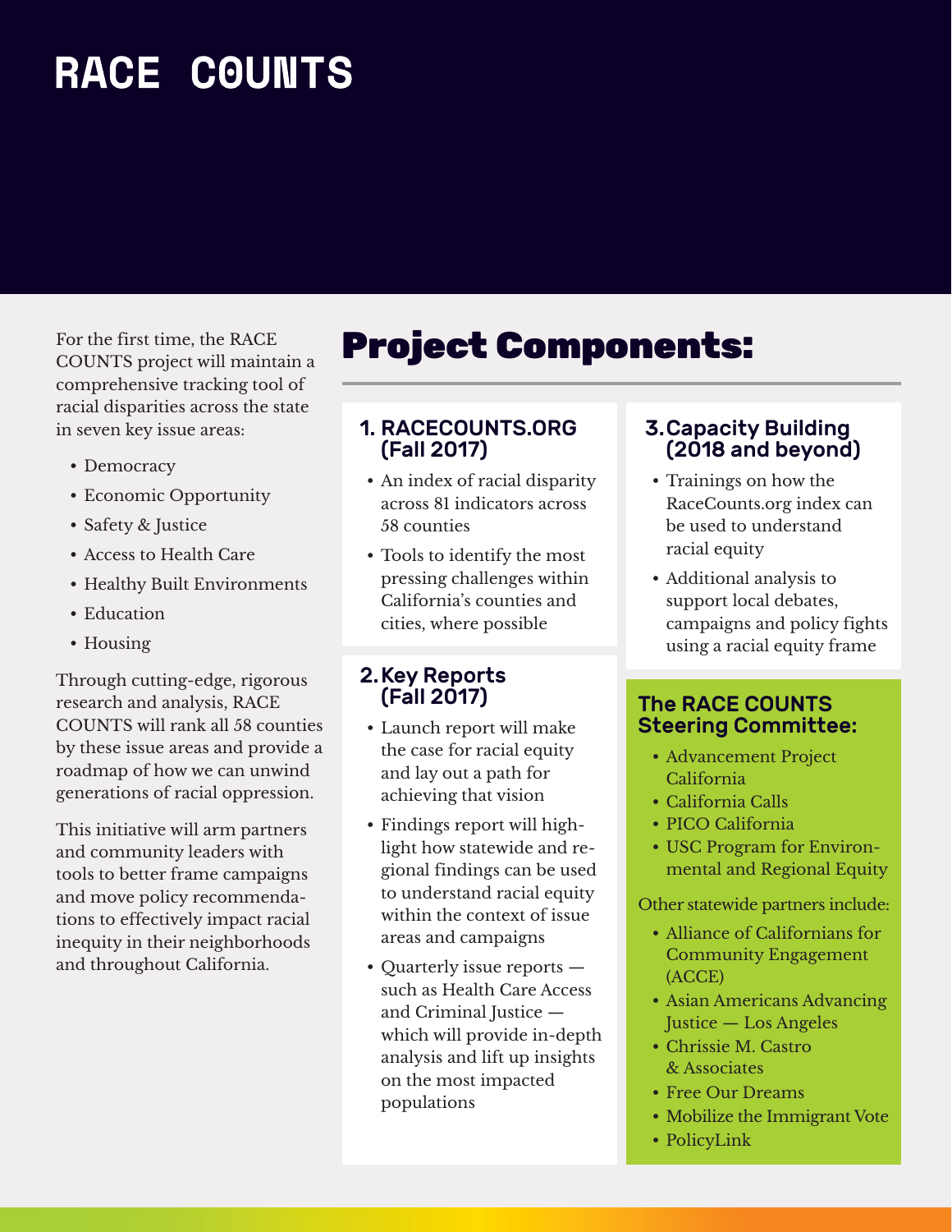# RACE COUNTS

For the first time, the RACE COUNTS project will maintain a comprehensive tracking tool of racial disparities across the state in seven key issue areas:

- Democracy
- Economic Opportunity
- Safety & Justice
- Access to Health Care
- Healthy Built Environments
- Education
- Housing

Through cutting-edge, rigorous research and analysis, RACE COUNTS will rank all 58 counties by these issue areas and provide a roadmap of how we can unwind generations of racial oppression.

This initiative will arm partners and community leaders with tools to better frame campaigns and move policy recommendations to effectively impact racial inequity in their neighborhoods and throughout California.

## Project Components:

### 1. RACECOUNTS.ORG (Fall 2017)

- An index of racial disparity across 81 indicators across 58 counties
- Tools to identify the most pressing challenges within California's counties and cities, where possible

### 2. Key Reports (Fall 2017)

- Launch report will make the case for racial equity and lay out a path for achieving that vision
- Findings report will highlight how statewide and regional findings can be used to understand racial equity within the context of issue areas and campaigns
- Quarterly issue reports — such as Health Care Access and Criminal Justice — which will provide in-depth analysis and lift up insights on the most impacted populations

### 3. Capacity Building (2018 and beyond)

- Trainings on how the RaceCounts.org index can be used to understand racial equity
- Additional analysis to support local debates, campaigns and policy fights using a racial equity frame

### The RACE COUNTS Steering Committee:

- Advancement Project California
- California Calls
- PICO California
- USC Program for Environmental and Regional Equity

Other statewide partners include:

- Alliance of Californians for Community Engagement (ACCE)
- Asian Americans Advancing Justice — Los Angeles
- Chrissie M. Castro & Associates
- Free Our Dreams
- Mobilize the Immigrant Vote
- PolicyLink